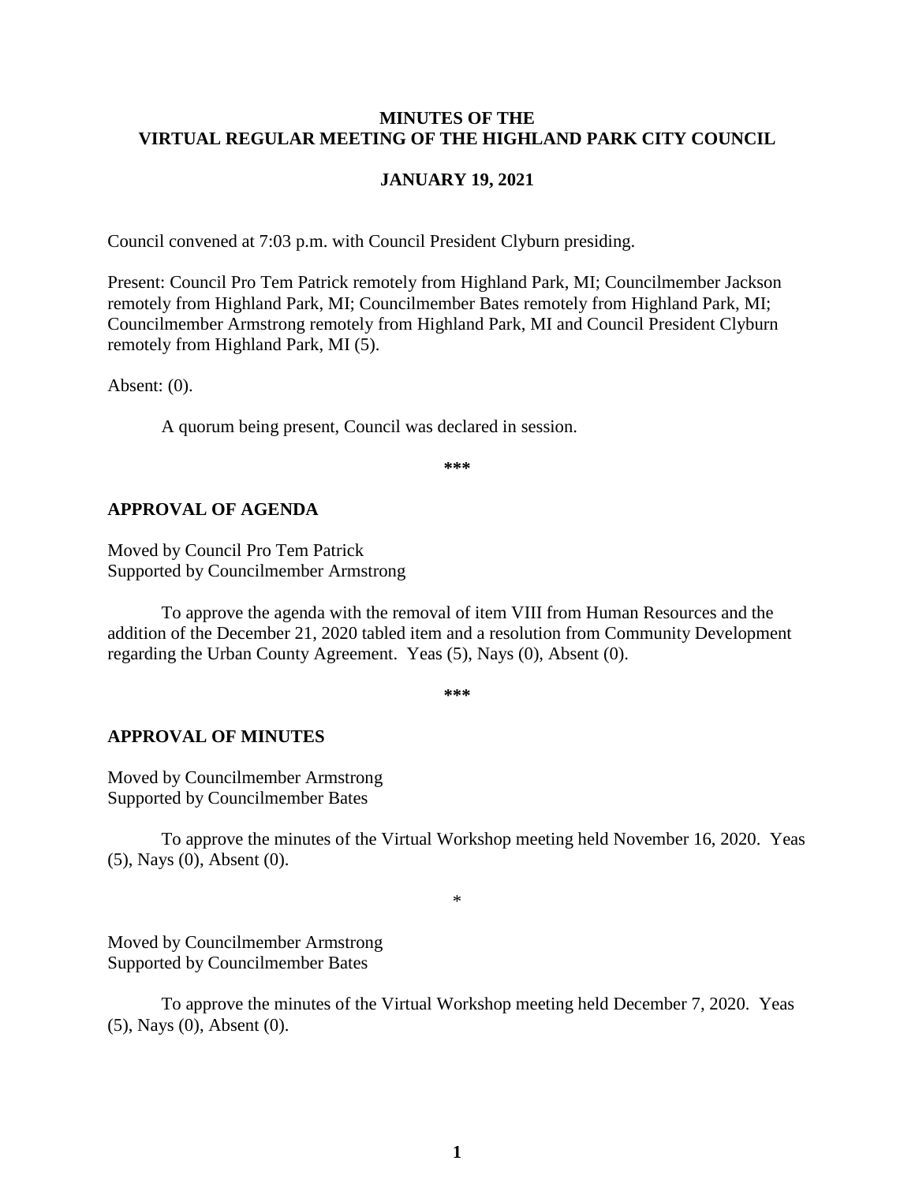**MINUTES OF THE VIRTUAL REGULAR MEETING OF THE HIGHLAND PARK CITY COUNCIL**

**JANUARY 19, 2021**

Council convened at 7:03 p.m. with Council President Clyburn presiding.

Present: Council Pro Tem Patrick remotely from Highland Park, MI; Councilmember Jackson remotely from Highland Park, MI; Councilmember Bates remotely from Highland Park, MI; Councilmember Armstrong remotely from Highland Park, MI and Council President Clyburn remotely from Highland Park, MI (5).

Absent: (0).

A quorum being present, Council was declared in session.

***

## APPROVAL OF AGENDA

Moved by Council Pro Tem Patrick
Supported by Councilmember Armstrong

To approve the agenda with the removal of item VIII from Human Resources and the addition of the December 21, 2020 tabled item and a resolution from Community Development regarding the Urban County Agreement. Yeas (5), Nays (0), Absent (0).

***

## APPROVAL OF MINUTES

Moved by Councilmember Armstrong
Supported by Councilmember Bates

To approve the minutes of the Virtual Workshop meeting held November 16, 2020. Yeas (5), Nays (0), Absent (0).

*

Moved by Councilmember Armstrong
Supported by Councilmember Bates

To approve the minutes of the Virtual Workshop meeting held December 7, 2020. Yeas (5), Nays (0), Absent (0).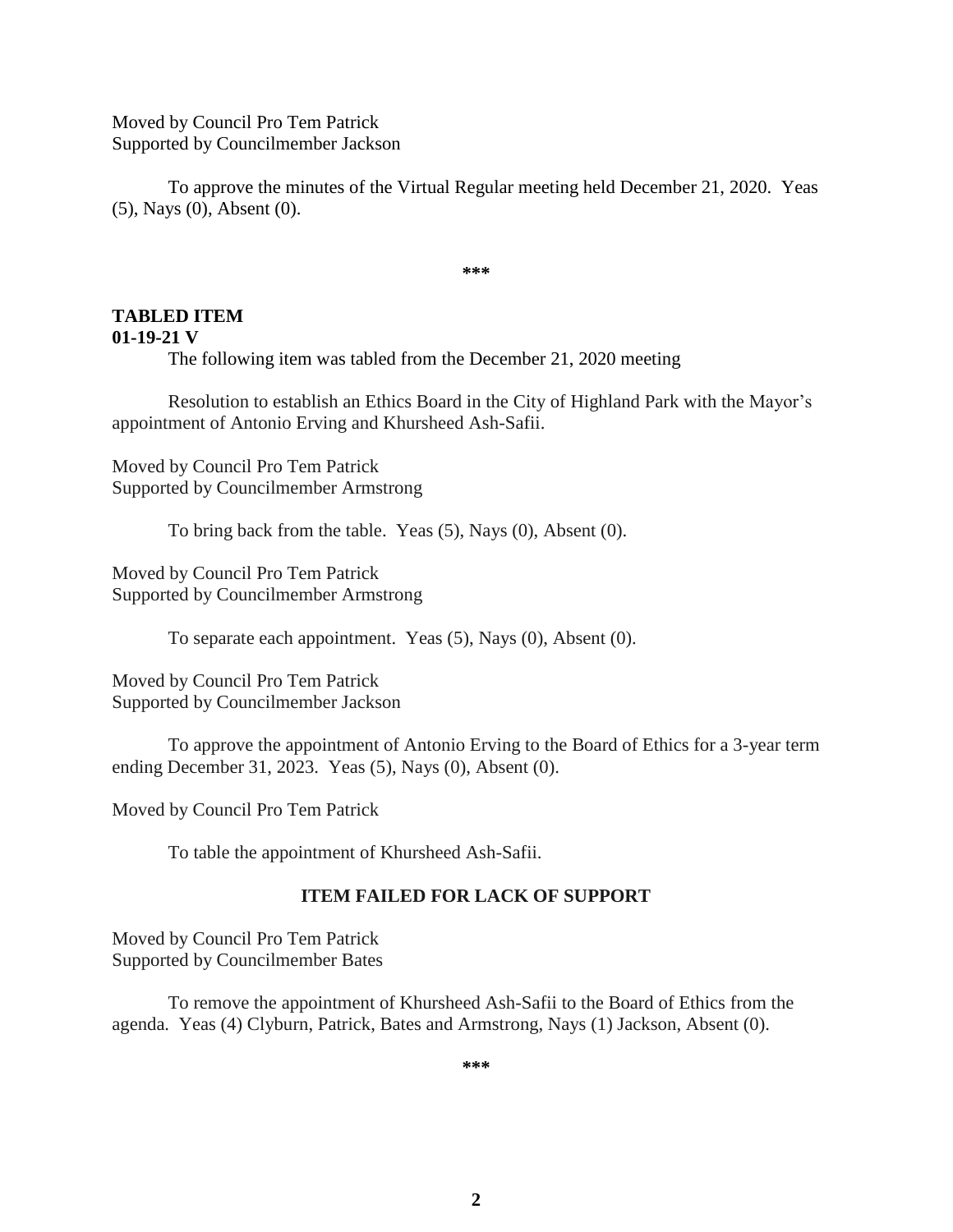Moved by Council Pro Tem Patrick
Supported by Councilmember Jackson

To approve the minutes of the Virtual Regular meeting held December 21, 2020. Yeas (5), Nays (0), Absent (0).

***

**TABLED ITEM**
**01-19-21 V**

The following item was tabled from the December 21, 2020 meeting

Resolution to establish an Ethics Board in the City of Highland Park with the Mayor's appointment of Antonio Erving and Khursheed Ash-Safii.

Moved by Council Pro Tem Patrick
Supported by Councilmember Armstrong

To bring back from the table. Yeas (5), Nays (0), Absent (0).

Moved by Council Pro Tem Patrick
Supported by Councilmember Armstrong

To separate each appointment. Yeas (5), Nays (0), Absent (0).

Moved by Council Pro Tem Patrick
Supported by Councilmember Jackson

To approve the appointment of Antonio Erving to the Board of Ethics for a 3-year term ending December 31, 2023. Yeas (5), Nays (0), Absent (0).

Moved by Council Pro Tem Patrick

To table the appointment of Khursheed Ash-Safii.

**ITEM FAILED FOR LACK OF SUPPORT**

Moved by Council Pro Tem Patrick
Supported by Councilmember Bates

To remove the appointment of Khursheed Ash-Safii to the Board of Ethics from the agenda. Yeas (4) Clyburn, Patrick, Bates and Armstrong, Nays (1) Jackson, Absent (0).

***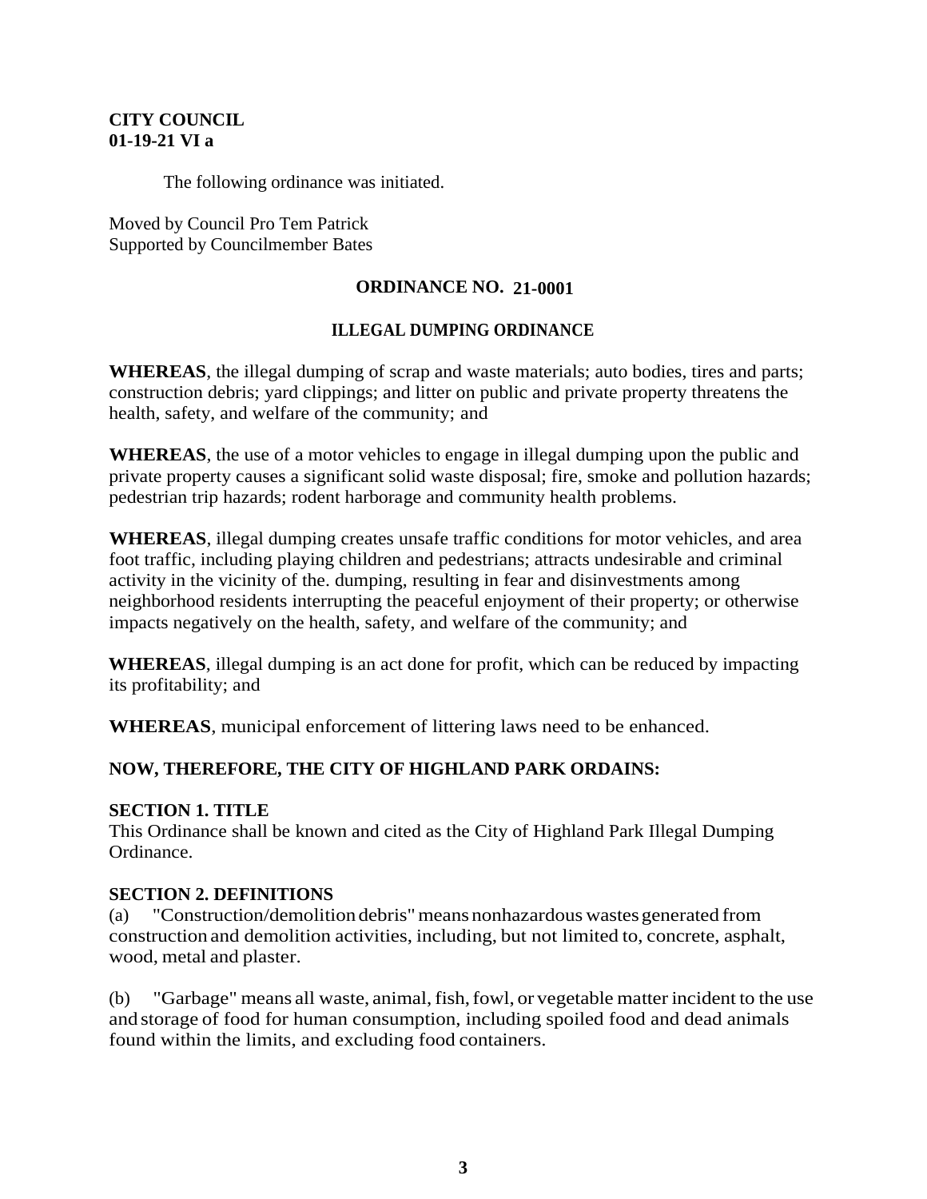**CITY COUNCIL**
**01-19-21 VI a**

The following ordinance was initiated.

Moved by Council Pro Tem Patrick
Supported by Councilmember Bates

## ORDINANCE NO. 21-0001

### ILLEGAL DUMPING ORDINANCE

**WHEREAS**, the illegal dumping of scrap and waste materials; auto bodies, tires and parts; construction debris; yard clippings; and litter on public and private property threatens the health, safety, and welfare of the community; and

**WHEREAS**, the use of a motor vehicles to engage in illegal dumping upon the public and private property causes a significant solid waste disposal; fire, smoke and pollution hazards; pedestrian trip hazards; rodent harborage and community health problems.

**WHEREAS**, illegal dumping creates unsafe traffic conditions for motor vehicles, and area foot traffic, including playing children and pedestrians; attracts undesirable and criminal activity in the vicinity of the. dumping, resulting in fear and disinvestments among neighborhood residents interrupting the peaceful enjoyment of their property; or otherwise impacts negatively on the health, safety, and welfare of the community; and

**WHEREAS**, illegal dumping is an act done for profit, which can be reduced by impacting its profitability; and

**WHEREAS**, municipal enforcement of littering laws need to be enhanced.

**NOW, THEREFORE, THE CITY OF HIGHLAND PARK ORDAINS:**

**SECTION 1. TITLE**
This Ordinance shall be known and cited as the City of Highland Park Illegal Dumping Ordinance.

**SECTION 2. DEFINITIONS**
(a) "Construction/demolition debris" means nonhazardous wastes generated from construction and demolition activities, including, but not limited to, concrete, asphalt, wood, metal and plaster.

(b) "Garbage" means all waste, animal, fish, fowl, or vegetable matter incident to the use and storage of food for human consumption, including spoiled food and dead animals found within the limits, and excluding food containers.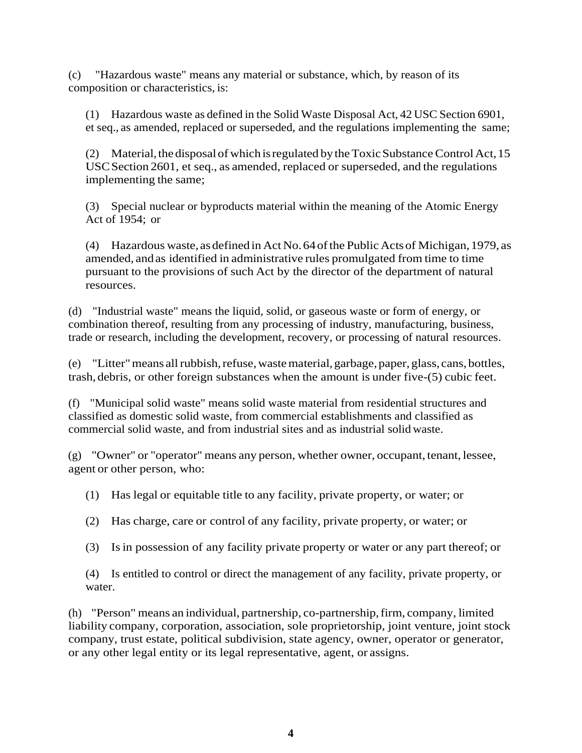(c) "Hazardous waste" means any material or substance, which, by reason of its composition or characteristics, is:

(1) Hazardous waste as defined in the Solid Waste Disposal Act, 42 USC Section 6901, et seq., as amended, replaced or superseded, and the regulations implementing the same;

(2) Material, the disposal of which is regulated by the Toxic Substance Control Act, 15 USC Section 2601, et seq., as amended, replaced or superseded, and the regulations implementing the same;

(3) Special nuclear or byproducts material within the meaning of the Atomic Energy Act of 1954; or

(4) Hazardous waste, as defined in Act No. 64 of the Public Acts of Michigan, 1979, as amended, and as identified in administrative rules promulgated from time to time pursuant to the provisions of such Act by the director of the department of natural resources.

(d) "Industrial waste" means the liquid, solid, or gaseous waste or form of energy, or combination thereof, resulting from any processing of industry, manufacturing, business, trade or research, including the development, recovery, or processing of natural resources.

(e) "Litter" means all rubbish, refuse, waste material, garbage, paper, glass, cans, bottles, trash, debris, or other foreign substances when the amount is under five-(5) cubic feet.

(f) "Municipal solid waste" means solid waste material from residential structures and classified as domestic solid waste, from commercial establishments and classified as commercial solid waste, and from industrial sites and as industrial solid waste.

(g) "Owner" or "operator" means any person, whether owner, occupant, tenant, lessee, agent or other person, who:

(1) Has legal or equitable title to any facility, private property, or water; or

(2) Has charge, care or control of any facility, private property, or water; or

(3) Is in possession of any facility private property or water or any part thereof; or

(4) Is entitled to control or direct the management of any facility, private property, or water.

(h) "Person" means an individual, partnership, co-partnership, firm, company, limited liability company, corporation, association, sole proprietorship, joint venture, joint stock company, trust estate, political subdivision, state agency, owner, operator or generator, or any other legal entity or its legal representative, agent, or assigns.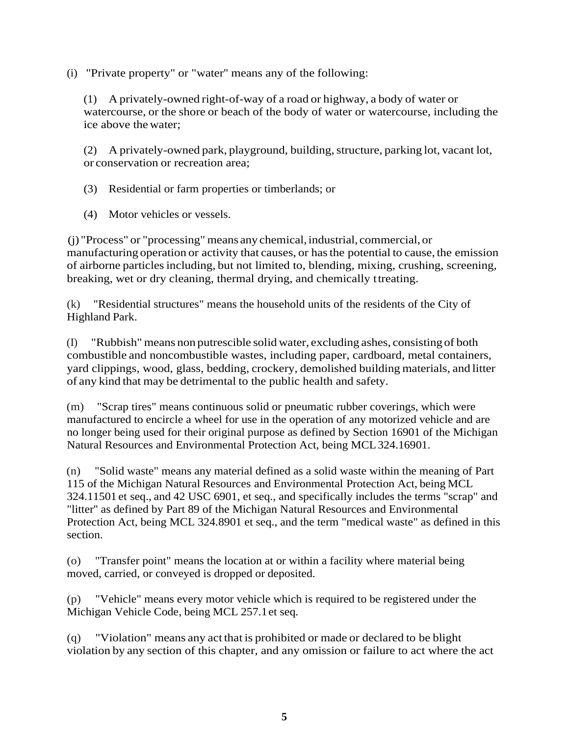(i) "Private property" or "water" means any of the following:

(1) A privately-owned right-of-way of a road or highway, a body of water or watercourse, or the shore or beach of the body of water or watercourse, including the ice above the water;

(2) A privately-owned park, playground, building, structure, parking lot, vacant lot, or conservation or recreation area;

(3) Residential or farm properties or timberlands; or

(4) Motor vehicles or vessels.

(j) "Process" or "processing" means any chemical, industrial, commercial, or manufacturing operation or activity that causes, or has the potential to cause, the emission of airborne particles including, but not limited to, blending, mixing, crushing, screening, breaking, wet or dry cleaning, thermal drying, and chemically ttreating.

(k) "Residential structures" means the household units of the residents of the City of Highland Park.

(I) "Rubbish" means non putrescible solid water, excluding ashes, consisting of both combustible and noncombustible wastes, including paper, cardboard, metal containers, yard clippings, wood, glass, bedding, crockery, demolished building materials, and litter of any kind that may be detrimental to the public health and safety.

(m) "Scrap tires" means continuous solid or pneumatic rubber coverings, which were manufactured to encircle a wheel for use in the operation of any motorized vehicle and are no longer being used for their original purpose as defined by Section 16901 of the Michigan Natural Resources and Environmental Protection Act, being MCL 324.16901.

(n) "Solid waste" means any material defined as a solid waste within the meaning of Part 115 of the Michigan Natural Resources and Environmental Protection Act, being MCL 324.11501 et seq., and 42 USC 6901, et seq., and specifically includes the terms "scrap" and "litter" as defined by Part 89 of the Michigan Natural Resources and Environmental Protection Act, being MCL 324.8901 et seq., and the term "medical waste" as defined in this section.

(o) "Transfer point" means the location at or within a facility where material being moved, carried, or conveyed is dropped or deposited.

(p) "Vehicle" means every motor vehicle which is required to be registered under the Michigan Vehicle Code, being MCL 257.1 et seq.

(q) "Violation" means any act that is prohibited or made or declared to be blight violation by any section of this chapter, and any omission or failure to act where the act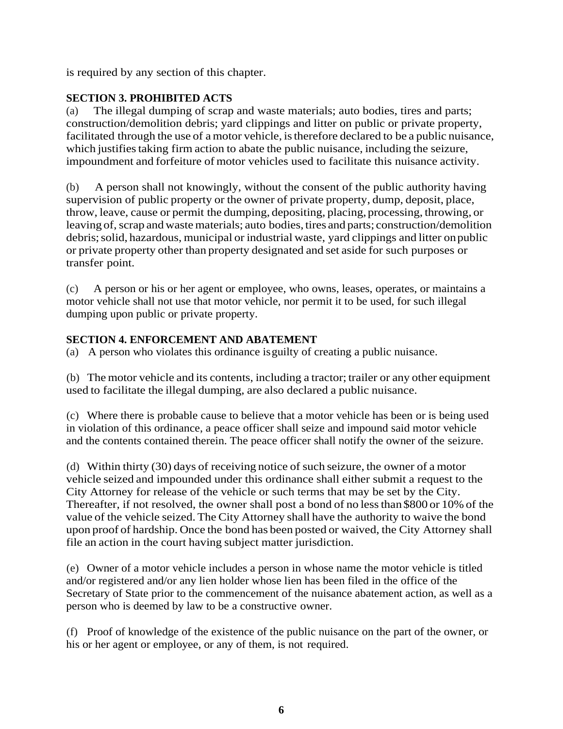is required by any section of this chapter.

**SECTION 3. PROHIBITED ACTS**

(a) The illegal dumping of scrap and waste materials; auto bodies, tires and parts; construction/demolition debris; yard clippings and litter on public or private property, facilitated through the use of a motor vehicle, is therefore declared to be a public nuisance, which justifies taking firm action to abate the public nuisance, including the seizure, impoundment and forfeiture of motor vehicles used to facilitate this nuisance activity.

(b) A person shall not knowingly, without the consent of the public authority having supervision of public property or the owner of private property, dump, deposit, place, throw, leave, cause or permit the dumping, depositing, placing, processing, throwing, or leaving of, scrap and waste materials; auto bodies, tires and parts; construction/demolition debris; solid, hazardous, municipal or industrial waste, yard clippings and litter on public or private property other than property designated and set aside for such purposes or transfer point.

(c) A person or his or her agent or employee, who owns, leases, operates, or maintains a motor vehicle shall not use that motor vehicle, nor permit it to be used, for such illegal dumping upon public or private property.

**SECTION 4. ENFORCEMENT AND ABATEMENT**

(a) A person who violates this ordinance is guilty of creating a public nuisance.

(b) The motor vehicle and its contents, including a tractor; trailer or any other equipment used to facilitate the illegal dumping, are also declared a public nuisance.

(c) Where there is probable cause to believe that a motor vehicle has been or is being used in violation of this ordinance, a peace officer shall seize and impound said motor vehicle and the contents contained therein. The peace officer shall notify the owner of the seizure.

(d) Within thirty (30) days of receiving notice of such seizure, the owner of a motor vehicle seized and impounded under this ordinance shall either submit a request to the City Attorney for release of the vehicle or such terms that may be set by the City. Thereafter, if not resolved, the owner shall post a bond of no less than $800 or 10% of the value of the vehicle seized. The City Attorney shall have the authority to waive the bond upon proof of hardship. Once the bond has been posted or waived, the City Attorney shall file an action in the court having subject matter jurisdiction.

(e) Owner of a motor vehicle includes a person in whose name the motor vehicle is titled and/or registered and/or any lien holder whose lien has been filed in the office of the Secretary of State prior to the commencement of the nuisance abatement action, as well as a person who is deemed by law to be a constructive owner.

(f) Proof of knowledge of the existence of the public nuisance on the part of the owner, or his or her agent or employee, or any of them, is not required.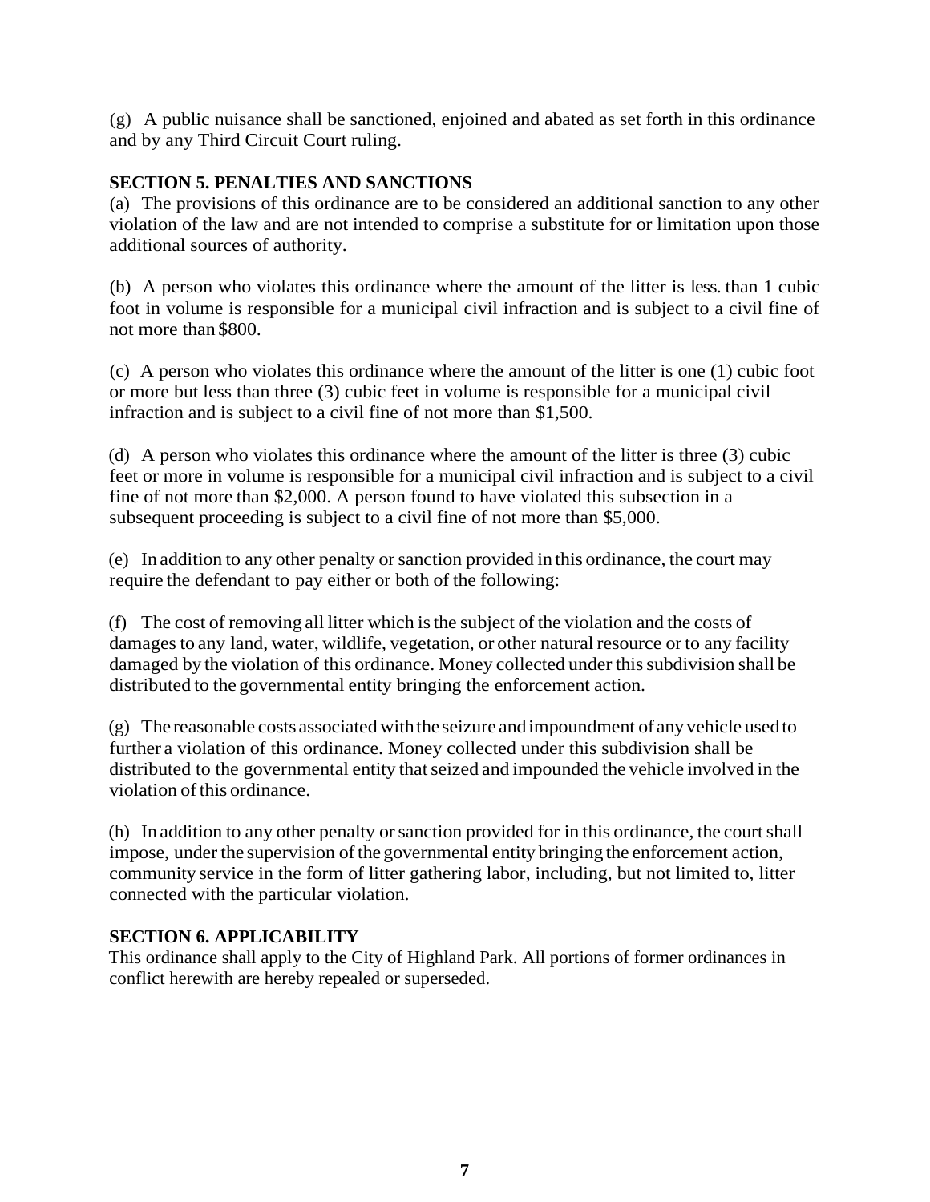(g) A public nuisance shall be sanctioned, enjoined and abated as set forth in this ordinance and by any Third Circuit Court ruling.

**SECTION 5. PENALTIES AND SANCTIONS**

(a) The provisions of this ordinance are to be considered an additional sanction to any other violation of the law and are not intended to comprise a substitute for or limitation upon those additional sources of authority.

(b) A person who violates this ordinance where the amount of the litter is less. than 1 cubic foot in volume is responsible for a municipal civil infraction and is subject to a civil fine of not more than $800.

(c) A person who violates this ordinance where the amount of the litter is one (1) cubic foot or more but less than three (3) cubic feet in volume is responsible for a municipal civil infraction and is subject to a civil fine of not more than $1,500.

(d) A person who violates this ordinance where the amount of the litter is three (3) cubic feet or more in volume is responsible for a municipal civil infraction and is subject to a civil fine of not more than $2,000. A person found to have violated this subsection in a subsequent proceeding is subject to a civil fine of not more than $5,000.

(e) In addition to any other penalty or sanction provided in this ordinance, the court may require the defendant to pay either or both of the following:

(f) The cost of removing all litter which is the subject of the violation and the costs of damages to any land, water, wildlife, vegetation, or other natural resource or to any facility damaged by the violation of this ordinance. Money collected under this subdivision shall be distributed to the governmental entity bringing the enforcement action.

(g) The reasonable costs associated with the seizure and impoundment of any vehicle used to further a violation of this ordinance. Money collected under this subdivision shall be distributed to the governmental entity that seized and impounded the vehicle involved in the violation of this ordinance.

(h) In addition to any other penalty or sanction provided for in this ordinance, the court shall impose, under the supervision of the governmental entity bringing the enforcement action, community service in the form of litter gathering labor, including, but not limited to, litter connected with the particular violation.

**SECTION 6. APPLICABILITY**

This ordinance shall apply to the City of Highland Park. All portions of former ordinances in conflict herewith are hereby repealed or superseded.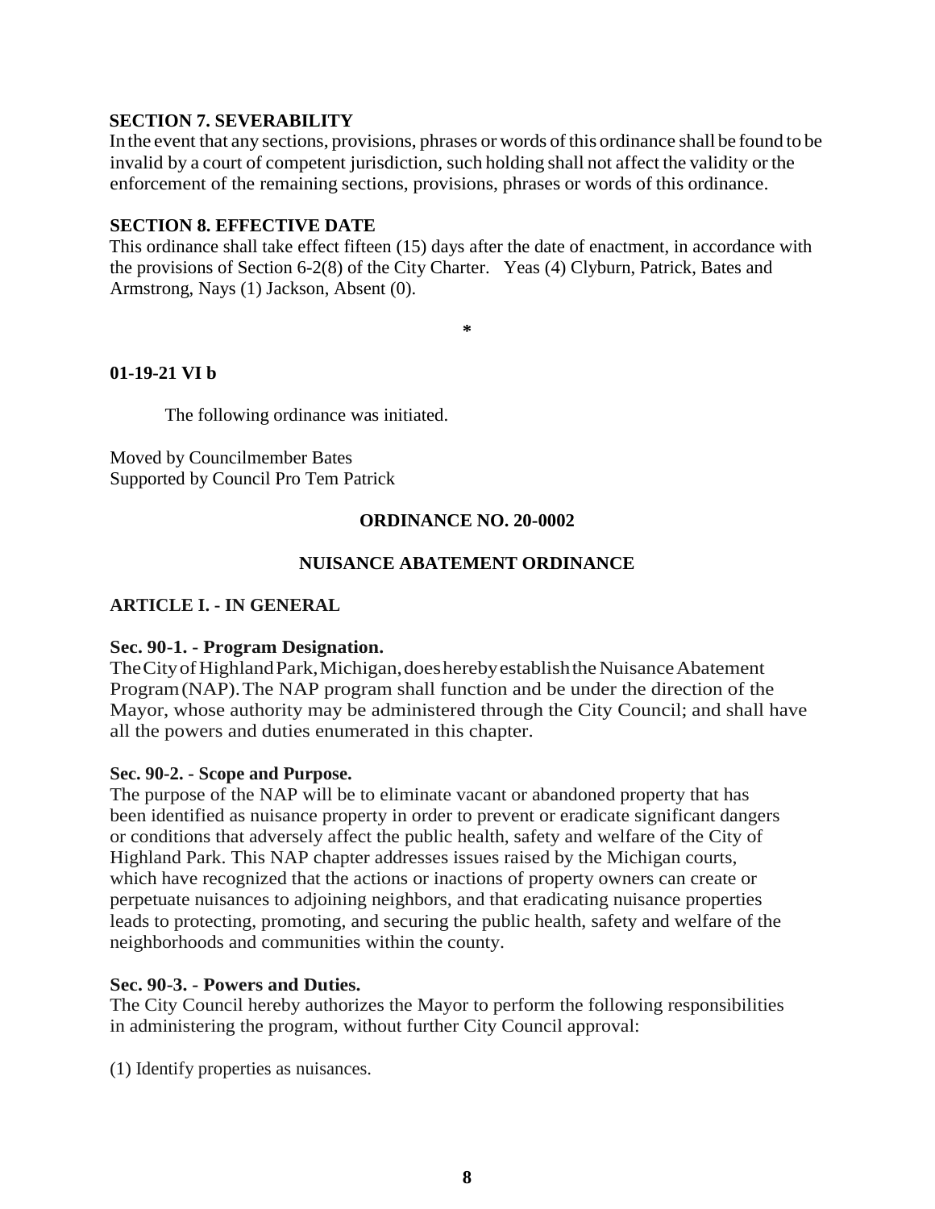**SECTION 7. SEVERABILITY**

In the event that any sections, provisions, phrases or words of this ordinance shall be found to be invalid by a court of competent jurisdiction, such holding shall not affect the validity or the enforcement of the remaining sections, provisions, phrases or words of this ordinance.

**SECTION 8. EFFECTIVE DATE**

This ordinance shall take effect fifteen (15) days after the date of enactment, in accordance with the provisions of Section 6-2(8) of the City Charter. Yeas (4) Clyburn, Patrick, Bates and Armstrong, Nays (1) Jackson, Absent (0).

*

**01-19-21 VI b**

The following ordinance was initiated.

Moved by Councilmember Bates
Supported by Council Pro Tem Patrick

**ORDINANCE NO. 20-0002**

**NUISANCE ABATEMENT ORDINANCE**

**ARTICLE I. - IN GENERAL**

**Sec. 90-1. - Program Designation.**

The City of Highland Park, Michigan, does hereby establish the Nuisance Abatement Program (NAP). The NAP program shall function and be under the direction of the Mayor, whose authority may be administered through the City Council; and shall have all the powers and duties enumerated in this chapter.

**Sec. 90-2. - Scope and Purpose.**

The purpose of the NAP will be to eliminate vacant or abandoned property that has been identified as nuisance property in order to prevent or eradicate significant dangers or conditions that adversely affect the public health, safety and welfare of the City of Highland Park. This NAP chapter addresses issues raised by the Michigan courts, which have recognized that the actions or inactions of property owners can create or perpetuate nuisances to adjoining neighbors, and that eradicating nuisance properties leads to protecting, promoting, and securing the public health, safety and welfare of the neighborhoods and communities within the county.

**Sec. 90-3. - Powers and Duties.**

The City Council hereby authorizes the Mayor to perform the following responsibilities in administering the program, without further City Council approval:

(1) Identify properties as nuisances.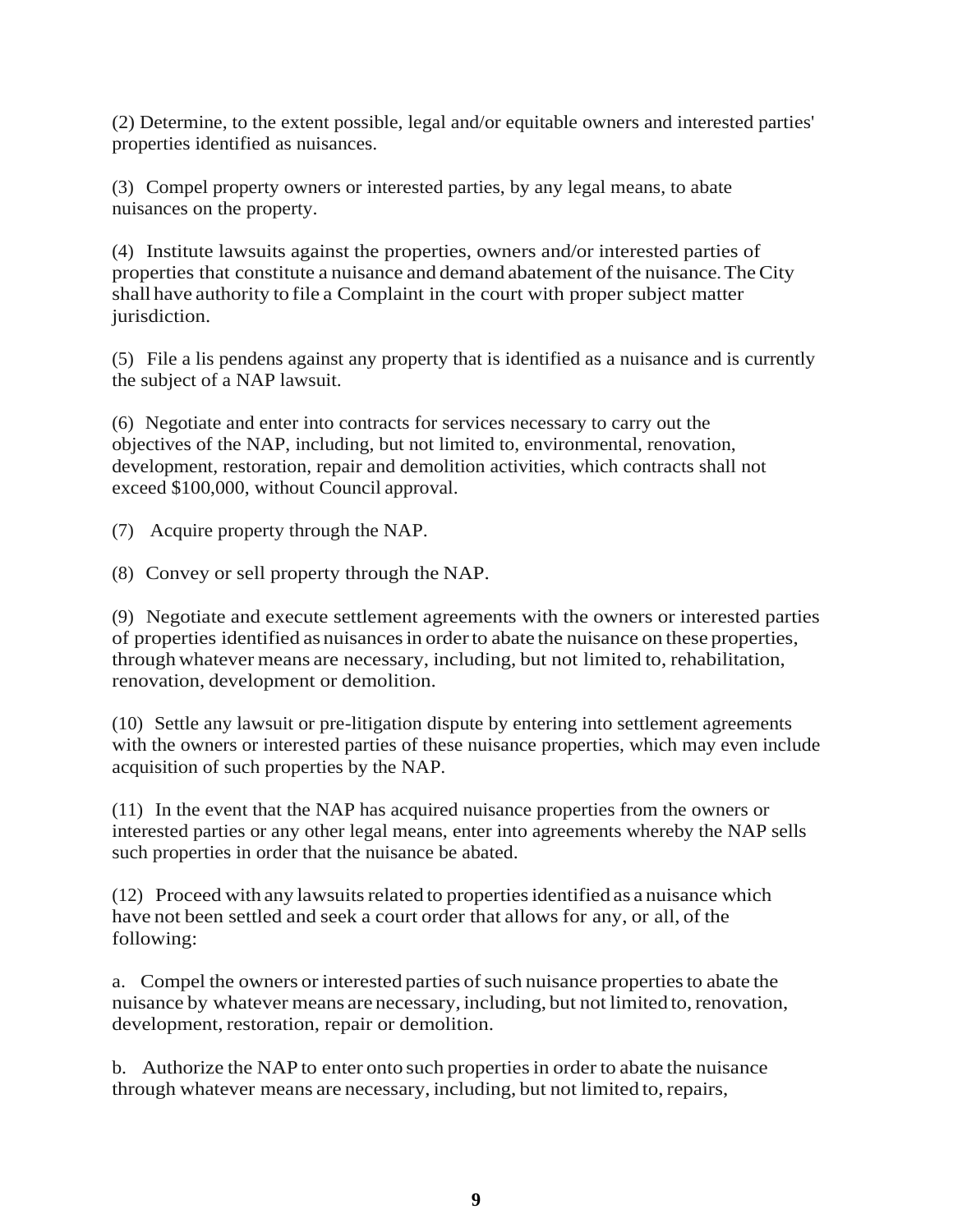(2) Determine, to the extent possible, legal and/or equitable owners and interested parties' properties identified as nuisances.

(3) Compel property owners or interested parties, by any legal means, to abate nuisances on the property.

(4) Institute lawsuits against the properties, owners and/or interested parties of properties that constitute a nuisance and demand abatement of the nuisance. The City shall have authority to file a Complaint in the court with proper subject matter jurisdiction.

(5) File a lis pendens against any property that is identified as a nuisance and is currently the subject of a NAP lawsuit.

(6) Negotiate and enter into contracts for services necessary to carry out the objectives of the NAP, including, but not limited to, environmental, renovation, development, restoration, repair and demolition activities, which contracts shall not exceed $100,000, without Council approval.

(7) Acquire property through the NAP.

(8) Convey or sell property through the NAP.

(9) Negotiate and execute settlement agreements with the owners or interested parties of properties identified as nuisances in order to abate the nuisance on these properties, through whatever means are necessary, including, but not limited to, rehabilitation, renovation, development or demolition.

(10) Settle any lawsuit or pre-litigation dispute by entering into settlement agreements with the owners or interested parties of these nuisance properties, which may even include acquisition of such properties by the NAP.

(11) In the event that the NAP has acquired nuisance properties from the owners or interested parties or any other legal means, enter into agreements whereby the NAP sells such properties in order that the nuisance be abated.

(12) Proceed with any lawsuits related to properties identified as a nuisance which have not been settled and seek a court order that allows for any, or all, of the following:

a. Compel the owners or interested parties of such nuisance properties to abate the nuisance by whatever means are necessary, including, but not limited to, renovation, development, restoration, repair or demolition.

b. Authorize the NAP to enter onto such properties in order to abate the nuisance through whatever means are necessary, including, but not limited to, repairs,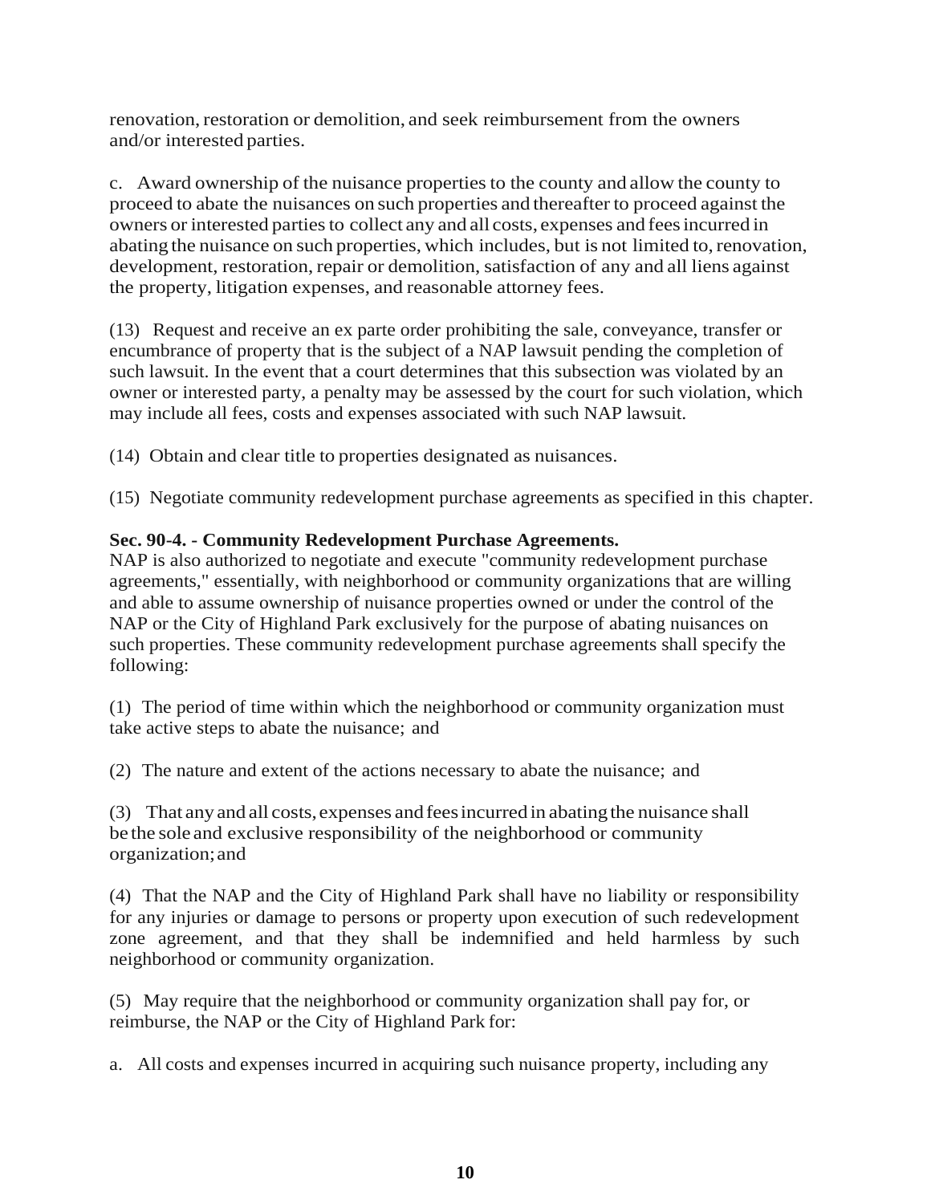renovation, restoration or demolition, and seek reimbursement from the owners and/or interested parties.

c. Award ownership of the nuisance properties to the county and allow the county to proceed to abate the nuisances on such properties and thereafter to proceed against the owners or interested parties to collect any and all costs, expenses and fees incurred in abating the nuisance on such properties, which includes, but is not limited to, renovation, development, restoration, repair or demolition, satisfaction of any and all liens against the property, litigation expenses, and reasonable attorney fees.

(13) Request and receive an ex parte order prohibiting the sale, conveyance, transfer or encumbrance of property that is the subject of a NAP lawsuit pending the completion of such lawsuit. In the event that a court determines that this subsection was violated by an owner or interested party, a penalty may be assessed by the court for such violation, which may include all fees, costs and expenses associated with such NAP lawsuit.

(14) Obtain and clear title to properties designated as nuisances.

(15) Negotiate community redevelopment purchase agreements as specified in this chapter.

**Sec. 90-4. - Community Redevelopment Purchase Agreements.**

NAP is also authorized to negotiate and execute "community redevelopment purchase agreements," essentially, with neighborhood or community organizations that are willing and able to assume ownership of nuisance properties owned or under the control of the NAP or the City of Highland Park exclusively for the purpose of abating nuisances on such properties. These community redevelopment purchase agreements shall specify the following:

(1) The period of time within which the neighborhood or community organization must take active steps to abate the nuisance; and

(2) The nature and extent of the actions necessary to abate the nuisance; and

(3) That any and all costs, expenses and fees incurred in abating the nuisance shall be the sole and exclusive responsibility of the neighborhood or community organization; and

(4) That the NAP and the City of Highland Park shall have no liability or responsibility for any injuries or damage to persons or property upon execution of such redevelopment zone agreement, and that they shall be indemnified and held harmless by such neighborhood or community organization.

(5) May require that the neighborhood or community organization shall pay for, or reimburse, the NAP or the City of Highland Park for:

a. All costs and expenses incurred in acquiring such nuisance property, including any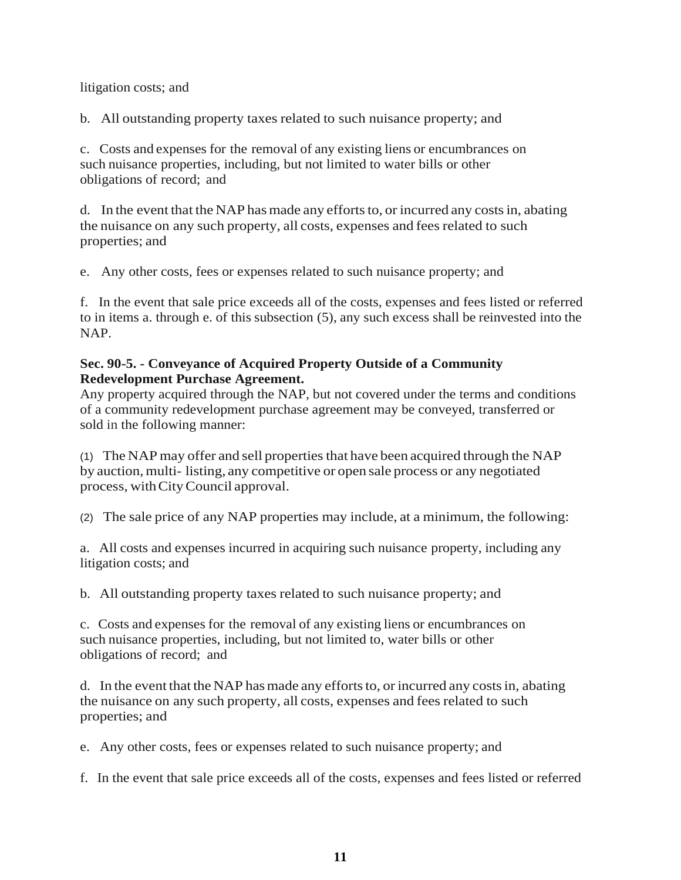litigation costs; and

b. All outstanding property taxes related to such nuisance property; and

c. Costs and expenses for the removal of any existing liens or encumbrances on such nuisance properties, including, but not limited to water bills or other obligations of record; and

d. In the event that the NAP has made any efforts to, or incurred any costs in, abating the nuisance on any such property, all costs, expenses and fees related to such properties; and

e. Any other costs, fees or expenses related to such nuisance property; and

f. In the event that sale price exceeds all of the costs, expenses and fees listed or referred to in items a. through e. of this subsection (5), any such excess shall be reinvested into the NAP.

**Sec. 90-5. - Conveyance of Acquired Property Outside of a Community Redevelopment Purchase Agreement.**

Any property acquired through the NAP, but not covered under the terms and conditions of a community redevelopment purchase agreement may be conveyed, transferred or sold in the following manner:

(1) The NAP may offer and sell properties that have been acquired through the NAP by auction, multi- listing, any competitive or open sale process or any negotiated process, with City Council approval.

(2) The sale price of any NAP properties may include, at a minimum, the following:

a. All costs and expenses incurred in acquiring such nuisance property, including any litigation costs; and

b. All outstanding property taxes related to such nuisance property; and

c. Costs and expenses for the removal of any existing liens or encumbrances on such nuisance properties, including, but not limited to, water bills or other obligations of record; and

d. In the event that the NAP has made any efforts to, or incurred any costs in, abating the nuisance on any such property, all costs, expenses and fees related to such properties; and

e. Any other costs, fees or expenses related to such nuisance property; and

f. In the event that sale price exceeds all of the costs, expenses and fees listed or referred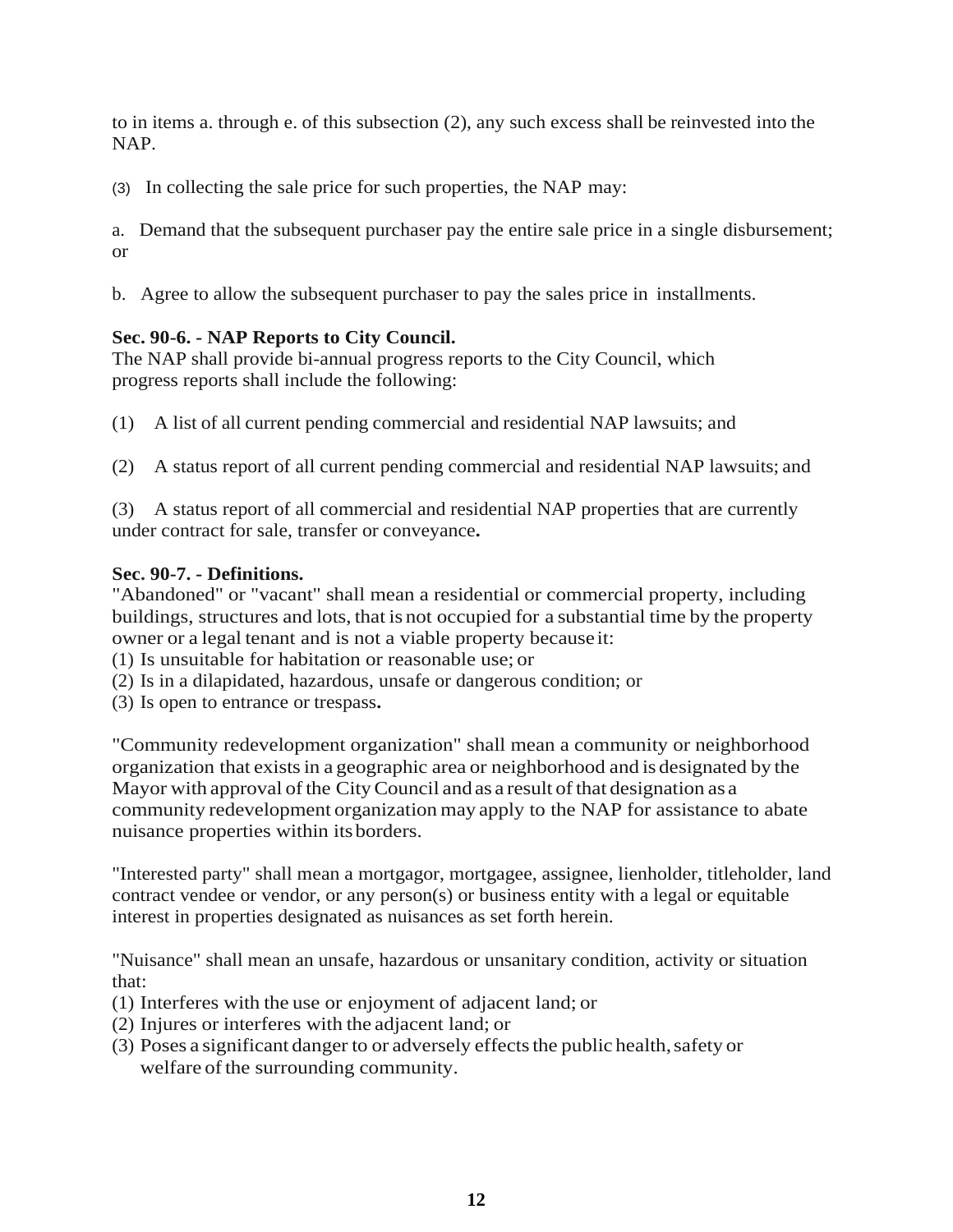to in items a. through e. of this subsection (2), any such excess shall be reinvested into the NAP.

(3) In collecting the sale price for such properties, the NAP may:

a. Demand that the subsequent purchaser pay the entire sale price in a single disbursement; or

b. Agree to allow the subsequent purchaser to pay the sales price in installments.

**Sec. 90-6. - NAP Reports to City Council.**
The NAP shall provide bi-annual progress reports to the City Council, which progress reports shall include the following:

(1) A list of all current pending commercial and residential NAP lawsuits; and

(2) A status report of all current pending commercial and residential NAP lawsuits; and

(3) A status report of all commercial and residential NAP properties that are currently under contract for sale, transfer or conveyance**.**

**Sec. 90-7. - Definitions.**
"Abandoned" or "vacant" shall mean a residential or commercial property, including buildings, structures and lots, that is not occupied for a substantial time by the property owner or a legal tenant and is not a viable property because it:
(1) Is unsuitable for habitation or reasonable use; or
(2) Is in a dilapidated, hazardous, unsafe or dangerous condition; or
(3) Is open to entrance or trespass**.**

"Community redevelopment organization" shall mean a community or neighborhood organization that exists in a geographic area or neighborhood and is designated by the Mayor with approval of the City Council and as a result of that designation as a community redevelopment organization may apply to the NAP for assistance to abate nuisance properties within its borders.

"Interested party" shall mean a mortgagor, mortgagee, assignee, lienholder, titleholder, land contract vendee or vendor, or any person(s) or business entity with a legal or equitable interest in properties designated as nuisances as set forth herein.

"Nuisance" shall mean an unsafe, hazardous or unsanitary condition, activity or situation that:
(1) Interferes with the use or enjoyment of adjacent land; or
(2) Injures or interferes with the adjacent land; or
(3) Poses a significant danger to or adversely effects the public health, safety or welfare of the surrounding community.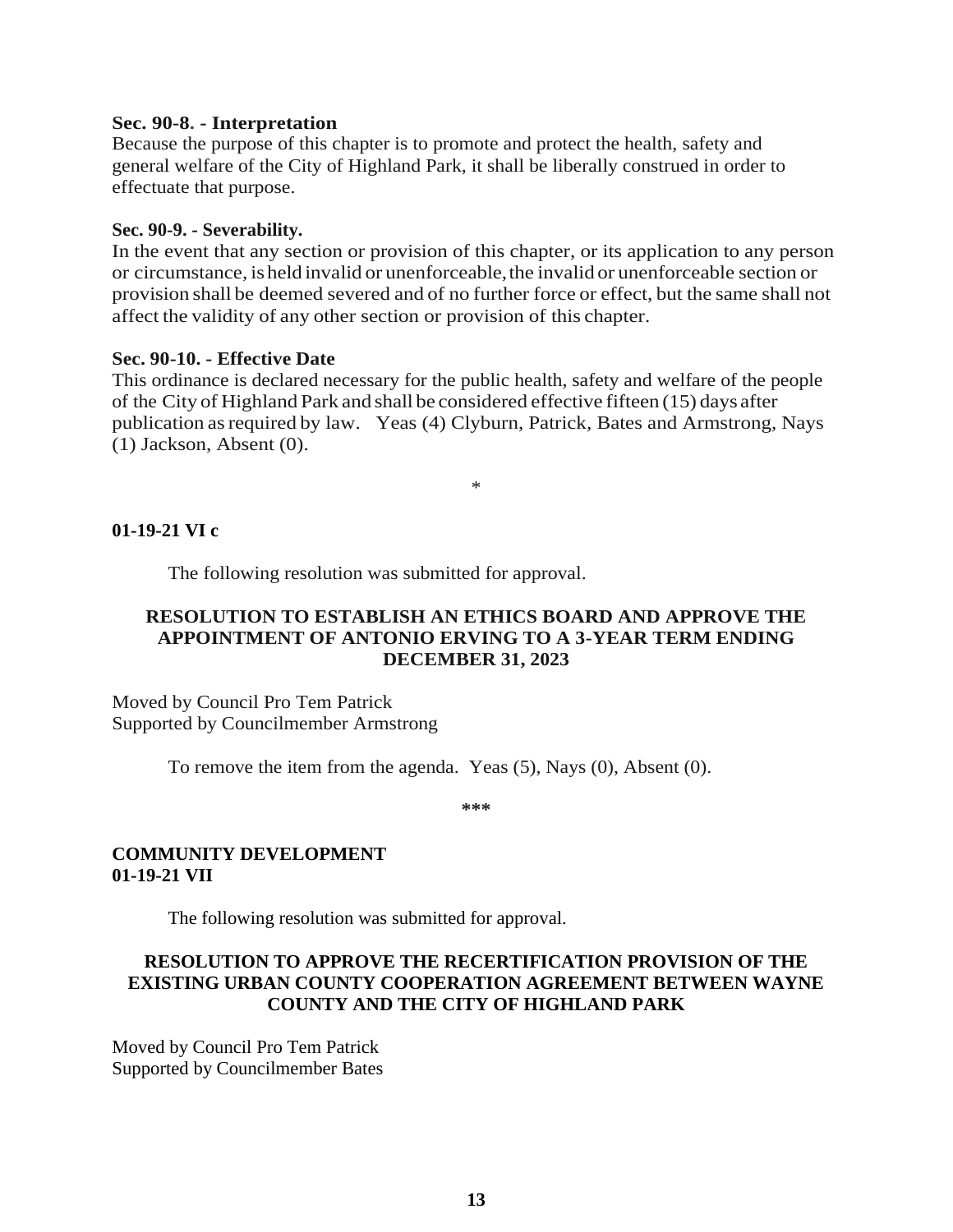**Sec. 90-8. - Interpretation**

Because the purpose of this chapter is to promote and protect the health, safety and general welfare of the City of Highland Park, it shall be liberally construed in order to effectuate that purpose.

**Sec. 90-9. - Severability.**

In the event that any section or provision of this chapter, or its application to any person or circumstance, is held invalid or unenforceable, the invalid or unenforceable section or provision shall be deemed severed and of no further force or effect, but the same shall not affect the validity of any other section or provision of this chapter.

**Sec. 90-10. - Effective Date**

This ordinance is declared necessary for the public health, safety and welfare of the people of the City of Highland Park and shall be considered effective fifteen (15) days after publication as required by law. Yeas (4) Clyburn, Patrick, Bates and Armstrong, Nays (1) Jackson, Absent (0).

\*

**01-19-21 VI c**

The following resolution was submitted for approval.

**RESOLUTION TO ESTABLISH AN ETHICS BOARD AND APPROVE THE APPOINTMENT OF ANTONIO ERVING TO A 3-YEAR TERM ENDING DECEMBER 31, 2023**

Moved by Council Pro Tem Patrick
Supported by Councilmember Armstrong

To remove the item from the agenda. Yeas (5), Nays (0), Absent (0).

\*\*\*

**COMMUNITY DEVELOPMENT**
**01-19-21 VII**

The following resolution was submitted for approval.

**RESOLUTION TO APPROVE THE RECERTIFICATION PROVISION OF THE EXISTING URBAN COUNTY COOPERATION AGREEMENT BETWEEN WAYNE COUNTY AND THE CITY OF HIGHLAND PARK**

Moved by Council Pro Tem Patrick
Supported by Councilmember Bates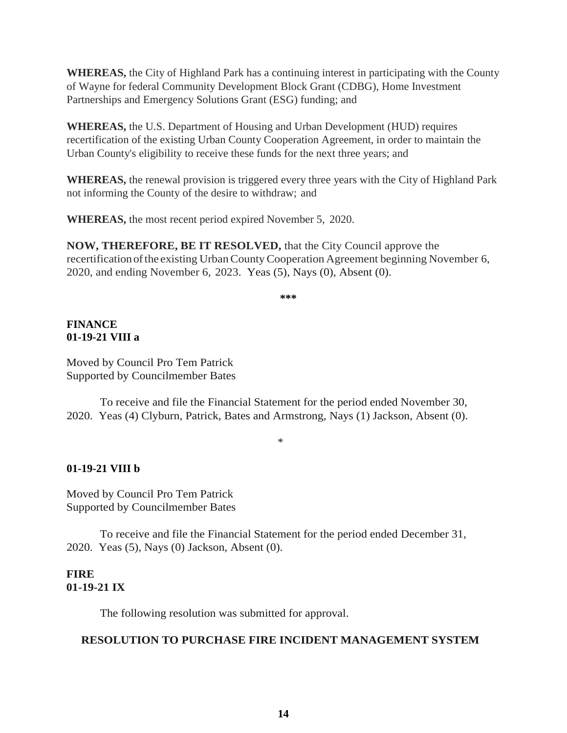**WHEREAS,** the City of Highland Park has a continuing interest in participating with the County of Wayne for federal Community Development Block Grant (CDBG), Home Investment Partnerships and Emergency Solutions Grant (ESG) funding; and

**WHEREAS,** the U.S. Department of Housing and Urban Development (HUD) requires recertification of the existing Urban County Cooperation Agreement, in order to maintain the Urban County's eligibility to receive these funds for the next three years; and

**WHEREAS,** the renewal provision is triggered every three years with the City of Highland Park not informing the County of the desire to withdraw; and

**WHEREAS,** the most recent period expired November 5, 2020.

**NOW, THEREFORE, BE IT RESOLVED,** that the City Council approve the recertification of the existing Urban County Cooperation Agreement beginning November 6, 2020, and ending November 6, 2023. Yeas (5), Nays (0), Absent (0).

***

**FINANCE**
**01-19-21 VIII a**

Moved by Council Pro Tem Patrick
Supported by Councilmember Bates

To receive and file the Financial Statement for the period ended November 30, 2020. Yeas (4) Clyburn, Patrick, Bates and Armstrong, Nays (1) Jackson, Absent (0).

*

**01-19-21 VIII b**

Moved by Council Pro Tem Patrick
Supported by Councilmember Bates

To receive and file the Financial Statement for the period ended December 31, 2020. Yeas (5), Nays (0) Jackson, Absent (0).

**FIRE**
**01-19-21 IX**

The following resolution was submitted for approval.

**RESOLUTION TO PURCHASE FIRE INCIDENT MANAGEMENT SYSTEM**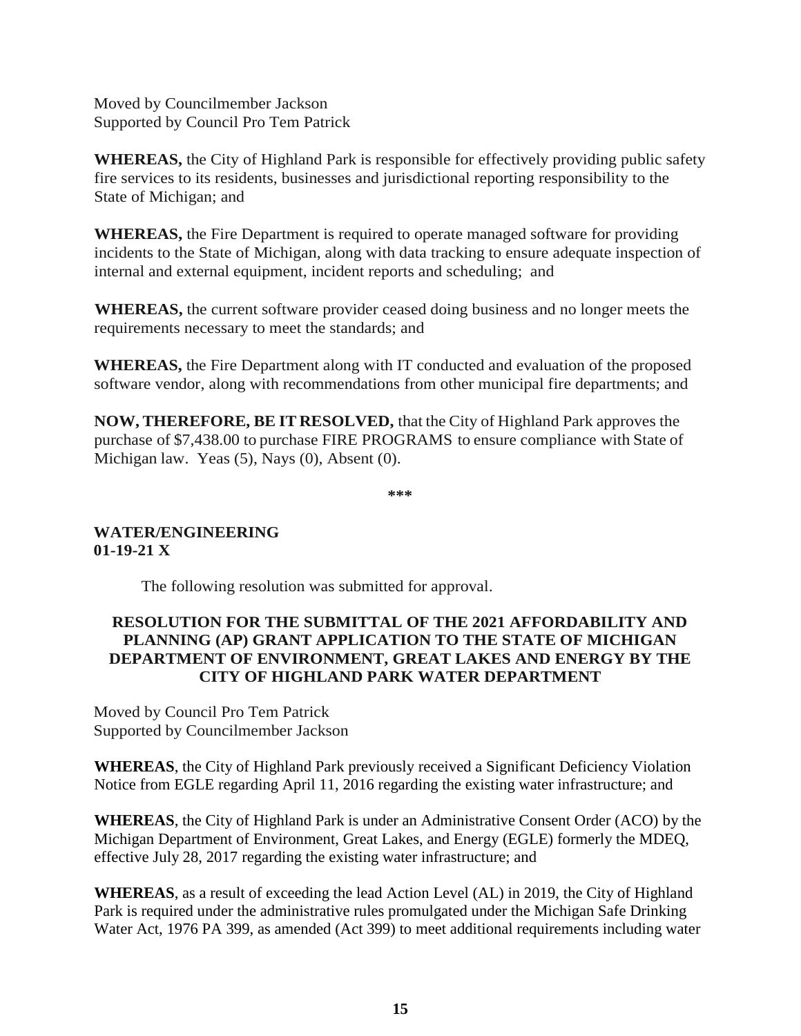Moved by Councilmember Jackson
Supported by Council Pro Tem Patrick

**WHEREAS,** the City of Highland Park is responsible for effectively providing public safety fire services to its residents, businesses and jurisdictional reporting responsibility to the State of Michigan; and

**WHEREAS,** the Fire Department is required to operate managed software for providing incidents to the State of Michigan, along with data tracking to ensure adequate inspection of internal and external equipment, incident reports and scheduling; and

**WHEREAS,** the current software provider ceased doing business and no longer meets the requirements necessary to meet the standards; and

**WHEREAS,** the Fire Department along with IT conducted and evaluation of the proposed software vendor, along with recommendations from other municipal fire departments; and

**NOW, THEREFORE, BE IT RESOLVED,** that the City of Highland Park approves the purchase of $7,438.00 to purchase FIRE PROGRAMS to ensure compliance with State of Michigan law. Yeas (5), Nays (0), Absent (0).

***

**WATER/ENGINEERING**
**01-19-21 X**

The following resolution was submitted for approval.

**RESOLUTION FOR THE SUBMITTAL OF THE 2021 AFFORDABILITY AND PLANNING (AP) GRANT APPLICATION TO THE STATE OF MICHIGAN DEPARTMENT OF ENVIRONMENT, GREAT LAKES AND ENERGY BY THE CITY OF HIGHLAND PARK WATER DEPARTMENT**

Moved by Council Pro Tem Patrick
Supported by Councilmember Jackson

**WHEREAS**, the City of Highland Park previously received a Significant Deficiency Violation Notice from EGLE regarding April 11, 2016 regarding the existing water infrastructure; and

**WHEREAS**, the City of Highland Park is under an Administrative Consent Order (ACO) by the Michigan Department of Environment, Great Lakes, and Energy (EGLE) formerly the MDEQ, effective July 28, 2017 regarding the existing water infrastructure; and

**WHEREAS**, as a result of exceeding the lead Action Level (AL) in 2019, the City of Highland Park is required under the administrative rules promulgated under the Michigan Safe Drinking Water Act, 1976 PA 399, as amended (Act 399) to meet additional requirements including water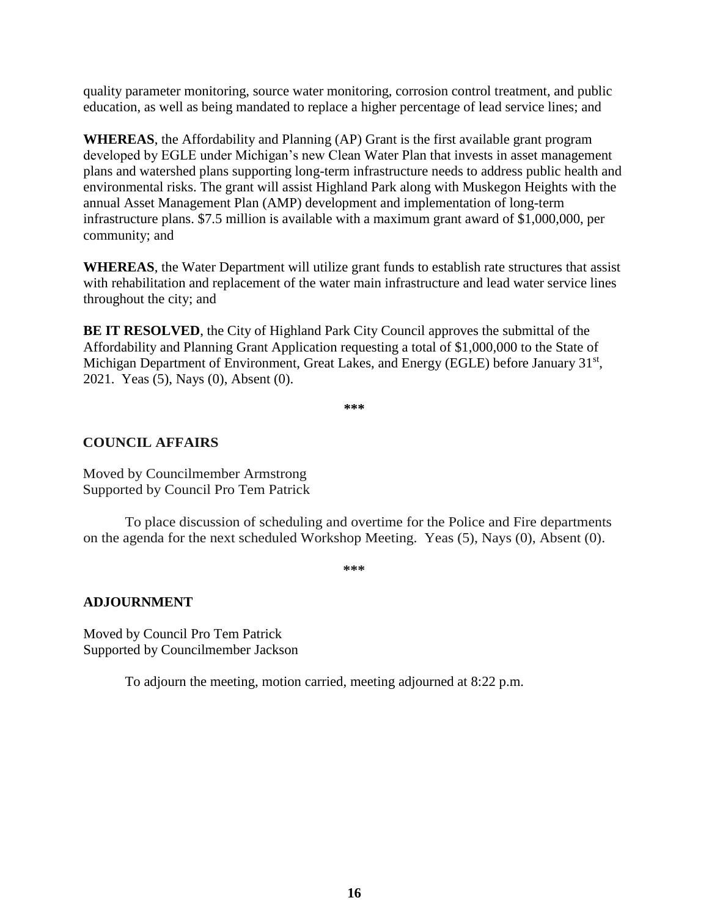quality parameter monitoring, source water monitoring, corrosion control treatment, and public education, as well as being mandated to replace a higher percentage of lead service lines; and

**WHEREAS**, the Affordability and Planning (AP) Grant is the first available grant program developed by EGLE under Michigan's new Clean Water Plan that invests in asset management plans and watershed plans supporting long-term infrastructure needs to address public health and environmental risks. The grant will assist Highland Park along with Muskegon Heights with the annual Asset Management Plan (AMP) development and implementation of long-term infrastructure plans. $7.5 million is available with a maximum grant award of $1,000,000, per community; and

**WHEREAS**, the Water Department will utilize grant funds to establish rate structures that assist with rehabilitation and replacement of the water main infrastructure and lead water service lines throughout the city; and

**BE IT RESOLVED**, the City of Highland Park City Council approves the submittal of the Affordability and Planning Grant Application requesting a total of $1,000,000 to the State of Michigan Department of Environment, Great Lakes, and Energy (EGLE) before January 31st, 2021. Yeas (5), Nays (0), Absent (0).

***

**COUNCIL AFFAIRS**

Moved by Councilmember Armstrong
Supported by Council Pro Tem Patrick

To place discussion of scheduling and overtime for the Police and Fire departments on the agenda for the next scheduled Workshop Meeting. Yeas (5), Nays (0), Absent (0).

***

**ADJOURNMENT**

Moved by Council Pro Tem Patrick
Supported by Councilmember Jackson

To adjourn the meeting, motion carried, meeting adjourned at 8:22 p.m.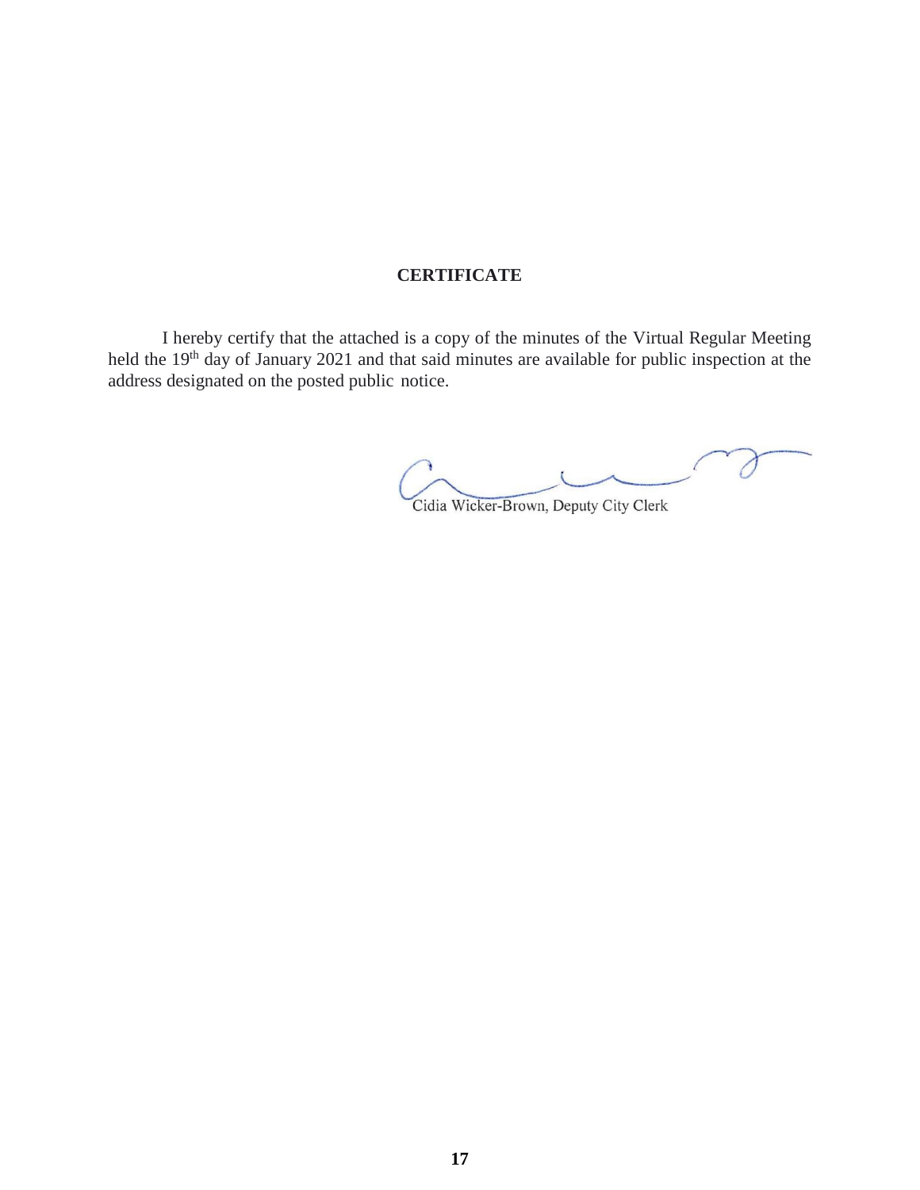## CERTIFICATE

I hereby certify that the attached is a copy of the minutes of the Virtual Regular Meeting held the 19th day of January 2021 and that said minutes are available for public inspection at the address designated on the posted public notice.

Cidia Wicker-Brown, Deputy City Clerk